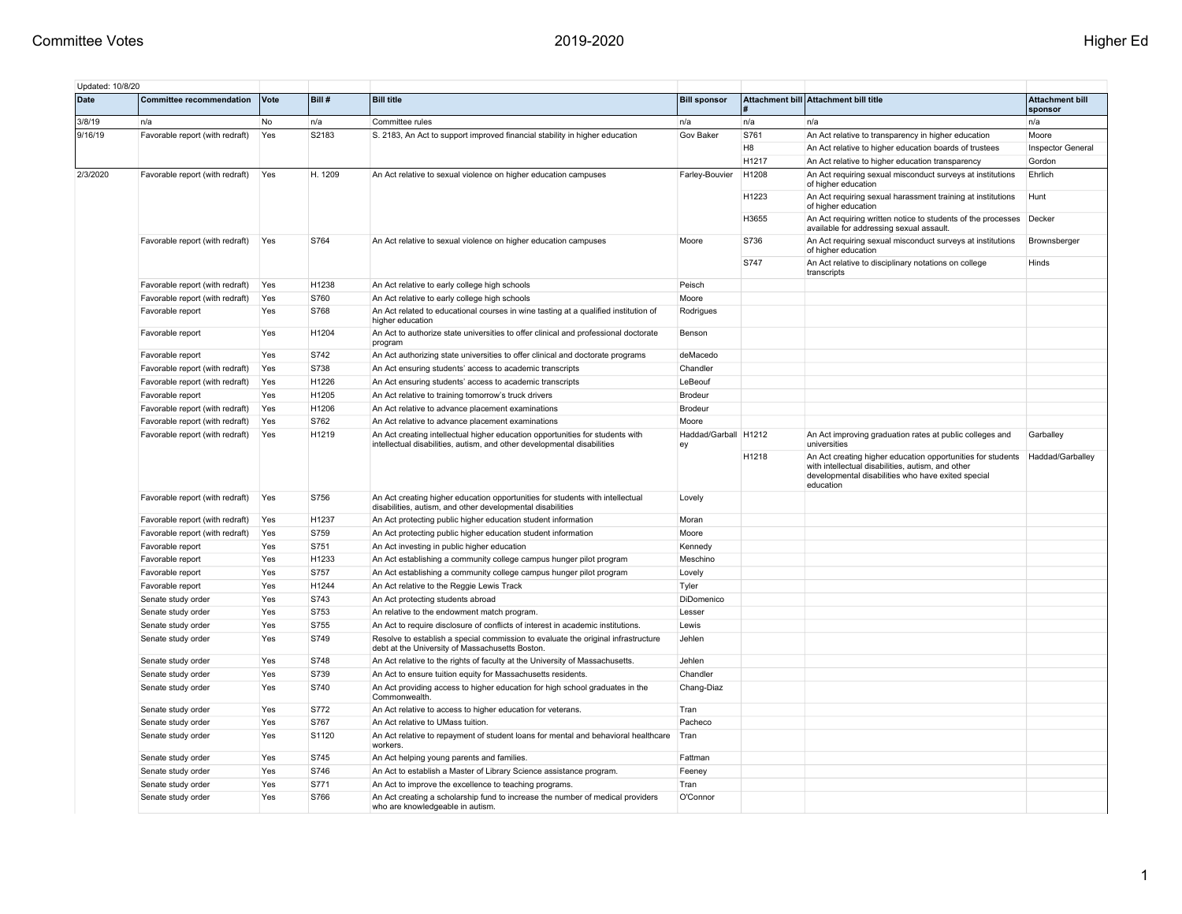Updated: 10/8/20

| Date | Committee recommendation | Vote | Bill # | Bill title | Bill sponsor | Attachment bill # | Attachment bill title | Attachment bill sponsor |
|---|---|---|---|---|---|---|---|---|
| 3/8/19 | n/a | No | n/a | Committee rules | n/a | n/a | n/a | n/a |
| 9/16/19 | Favorable report (with redraft) | Yes | S2183 | S. 2183, An Act to support improved financial stability in higher education | Gov Baker | S761 | An Act relative to transparency in higher education | Moore |
| | | | | | | H8 | An Act relative to higher education boards of trustees | Inspector General |
| | | | | | | H1217 | An Act relative to higher education transparency | Gordon |
| 2/3/2020 | Favorable report (with redraft) | Yes | H. 1209 | An Act relative to sexual violence on higher education campuses | Farley-Bouvier | H1208 | An Act requiring sexual misconduct surveys at institutions of higher education | Ehrlich |
| | | | | | | H1223 | An Act requiring sexual harassment training at institutions of higher education | Hunt |
| | | | | | | H3655 | An Act requiring written notice to students of the processes available for addressing sexual assault. | Decker |
| | Favorable report (with redraft) | Yes | S764 | An Act relative to sexual violence on higher education campuses | Moore | S736 | An Act requiring sexual misconduct surveys at institutions of higher education | Brownsberger |
| | | | | | | S747 | An Act relative to disciplinary notations on college transcripts | Hinds |
| | Favorable report (with redraft) | Yes | H1238 | An Act relative to early college high schools | Peisch | | | |
| | Favorable report (with redraft) | Yes | S760 | An Act relative to early college high schools | Moore | | | |
| | Favorable report | Yes | S768 | An Act related to educational courses in wine tasting at a qualified institution of higher education | Rodrigues | | | |
| | Favorable report | Yes | H1204 | An Act to authorize state universities to offer clinical and professional doctorate program | Benson | | | |
| | Favorable report | Yes | S742 | An Act authorizing state universities to offer clinical and doctorate programs | deMacedo | | | |
| | Favorable report (with redraft) | Yes | S738 | An Act ensuring students' access to academic transcripts | Chandler | | | |
| | Favorable report (with redraft) | Yes | H1226 | An Act ensuring students' access to academic transcripts | LeBeouf | | | |
| | Favorable report | Yes | H1205 | An Act relative to training tomorrow's truck drivers | Brodeur | | | |
| | Favorable report (with redraft) | Yes | H1206 | An Act relative to advance placement examinations | Brodeur | | | |
| | Favorable report (with redraft) | Yes | S762 | An Act relative to advance placement examinations | Moore | | | |
| | Favorable report (with redraft) | Yes | H1219 | An Act creating intellectual higher education opportunities for students with intellectual disabilities, autism, and other developmental disabilities | Haddad/Garballey | H1212 | An Act improving graduation rates at public colleges and universities | Garballey |
| | | | | | | H1218 | An Act creating higher education opportunities for students with intellectual disabilities, autism, and other developmental disabilities who have exited special education | Haddad/Garballey |
| | Favorable report (with redraft) | Yes | S756 | An Act creating higher education opportunities for students with intellectual disabilities, autism, and other developmental disabilities | Lovely | | | |
| | Favorable report (with redraft) | Yes | H1237 | An Act protecting public higher education student information | Moran | | | |
| | Favorable report (with redraft) | Yes | S759 | An Act protecting public higher education student information | Moore | | | |
| | Favorable report | Yes | S751 | An Act investing in public higher education | Kennedy | | | |
| | Favorable report | Yes | H1233 | An Act establishing a community college campus hunger pilot program | Meschino | | | |
| | Favorable report | Yes | S757 | An Act establishing a community college campus hunger pilot program | Lovely | | | |
| | Favorable report | Yes | H1244 | An Act relative to the Reggie Lewis Track | Tyler | | | |
| | Senate study order | Yes | S743 | An Act protecting students abroad | DiDomenico | | | |
| | Senate study order | Yes | S753 | An relative to the endowment match program. | Lesser | | | |
| | Senate study order | Yes | S755 | An Act to require disclosure of conflicts of interest in academic institutions. | Lewis | | | |
| | Senate study order | Yes | S749 | Resolve to establish a special commission to evaluate the original infrastructure debt at the University of Massachusetts Boston. | Jehlen | | | |
| | Senate study order | Yes | S748 | An Act relative to the rights of faculty at the University of Massachusetts. | Jehlen | | | |
| | Senate study order | Yes | S739 | An Act to ensure tuition equity for Massachusetts residents. | Chandler | | | |
| | Senate study order | Yes | S740 | An Act providing access to higher education for high school graduates in the Commonwealth. | Chang-Diaz | | | |
| | Senate study order | Yes | S772 | An Act relative to access to higher education for veterans. | Tran | | | |
| | Senate study order | Yes | S767 | An Act relative to UMass tuition. | Pacheco | | | |
| | Senate study order | Yes | S1120 | An Act relative to repayment of student loans for mental and behavioral healthcare workers. | Tran | | | |
| | Senate study order | Yes | S745 | An Act helping young parents and families. | Fattman | | | |
| | Senate study order | Yes | S746 | An Act to establish a Master of Library Science assistance program. | Feeney | | | |
| | Senate study order | Yes | S771 | An Act to improve the excellence to teaching programs. | Tran | | | |
| | Senate study order | Yes | S766 | An Act creating a scholarship fund to increase the number of medical providers who are knowledgeable in autism. | O'Connor | | | |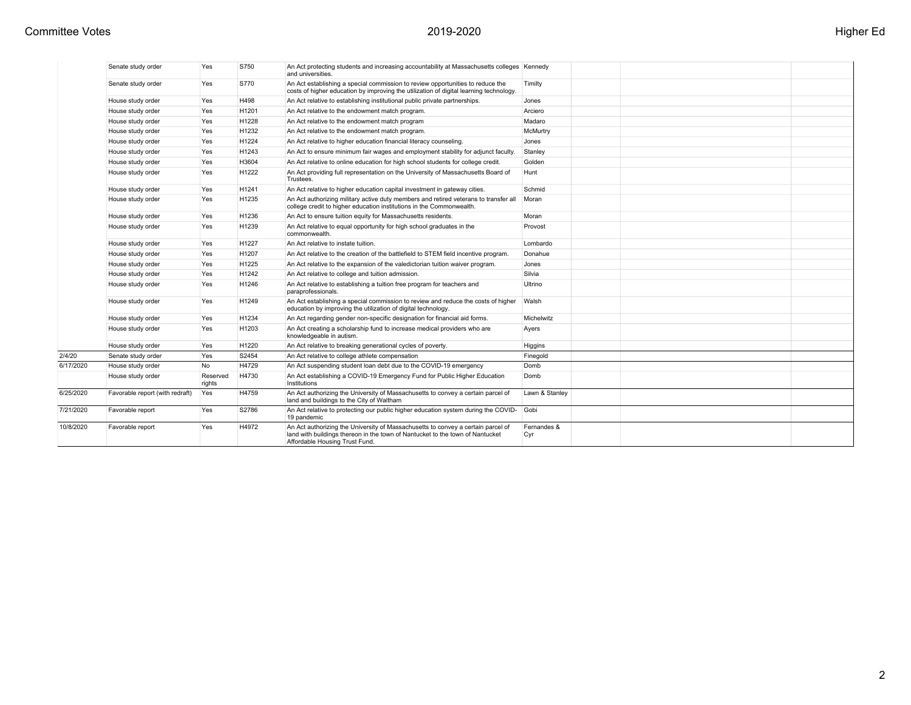| | | | | | | | | |
|---|---|---|---|---|---|---|---|---|
| | Senate study order | Yes | S750 | An Act protecting students and increasing accountability at Massachusetts colleges and universities. | Kennedy | | | |
| | Senate study order | Yes | S770 | An Act establishing a special commission to review opportunities to reduce the costs of higher education by improving the utilization of digital learning technology. | Timilty | | | |
| | House study order | Yes | H498 | An Act relative to establishing institutional public private partnerships. | Jones | | | |
| | House study order | Yes | H1201 | An Act relative to the endowment match program. | Arciero | | | |
| | House study order | Yes | H1228 | An Act relative to the endowment match program | Madaro | | | |
| | House study order | Yes | H1232 | An Act relative to the endowment match program. | McMurtry | | | |
| | House study order | Yes | H1224 | An Act relative to higher education financial literacy counseling. | Jones | | | |
| | House study order | Yes | H1243 | An Act to ensure minimum fair wages and employment stability for adjunct faculty. | Stanley | | | |
| | House study order | Yes | H3604 | An Act relative to online education for high school students for college credit. | Golden | | | |
| | House study order | Yes | H1222 | An Act providing full representation on the University of Massachusetts Board of Trustees. | Hunt | | | |
| | House study order | Yes | H1241 | An Act relative to higher education capital investment in gateway cities. | Schmid | | | |
| | House study order | Yes | H1235 | An Act authorizing military active duty members and retired veterans to transfer all college credit to higher education institutions in the Commonwealth. | Moran | | | |
| | House study order | Yes | H1236 | An Act to ensure tuition equity for Massachusetts residents. | Moran | | | |
| | House study order | Yes | H1239 | An Act relative to equal opportunity for high school graduates in the commonwealth. | Provost | | | |
| | House study order | Yes | H1227 | An Act relative to instate tuition. | Lombardo | | | |
| | House study order | Yes | H1207 | An Act relative to the creation of the battlefield to STEM field incentive program. | Donahue | | | |
| | House study order | Yes | H1225 | An Act relative to the expansion of the valedictorian tuition waiver program. | Jones | | | |
| | House study order | Yes | H1242 | An Act relative to college and tuition admission. | Silvia | | | |
| | House study order | Yes | H1246 | An Act relative to establishing a tuition free program for teachers and paraprofessionals. | Ultrino | | | |
| | House study order | Yes | H1249 | An Act establishing a special commission to review and reduce the costs of higher education by improving the utilization of digital technology. | Walsh | | | |
| | House study order | Yes | H1234 | An Act regarding gender non-specific designation for financial aid forms. | Michelwitz | | | |
| | House study order | Yes | H1203 | An Act creating a scholarship fund to increase medical providers who are knowledgeable in autism. | Ayers | | | |
| | House study order | Yes | H1220 | An Act relative to breaking generational cycles of poverty. | Higgins | | | |
| 2/4/20 | Senate study order | Yes | S2454 | An Act relative to college athlete compensation | Finegold | | | |
| 6/17/2020 | House study order | No | H4729 | An Act suspending student loan debt due to the COVID-19 emergency | Domb | | | |
| | House study order | Reserved rights | H4730 | An Act establishing a COVID-19 Emergency Fund for Public Higher Education Institutions | Domb | | | |
| 6/25/2020 | Favorable report (with redraft) | Yes | H4759 | An Act authorizing the University of Massachusetts to convey a certain parcel of land and buildings to the City of Waltham | Lawn & Stanley | | | |
| 7/21/2020 | Favorable report | Yes | S2786 | An Act relative to protecting our public higher education system during the COVID-19 pandemic | Gobi | | | |
| 10/8/2020 | Favorable report | Yes | H4972 | An Act authorizing the University of Massachusetts to convey a certain parcel of land with buildings thereon in the town of Nantucket to the town of Nantucket Affordable Housing Trust Fund. | Fernandes & Cyr | | | |